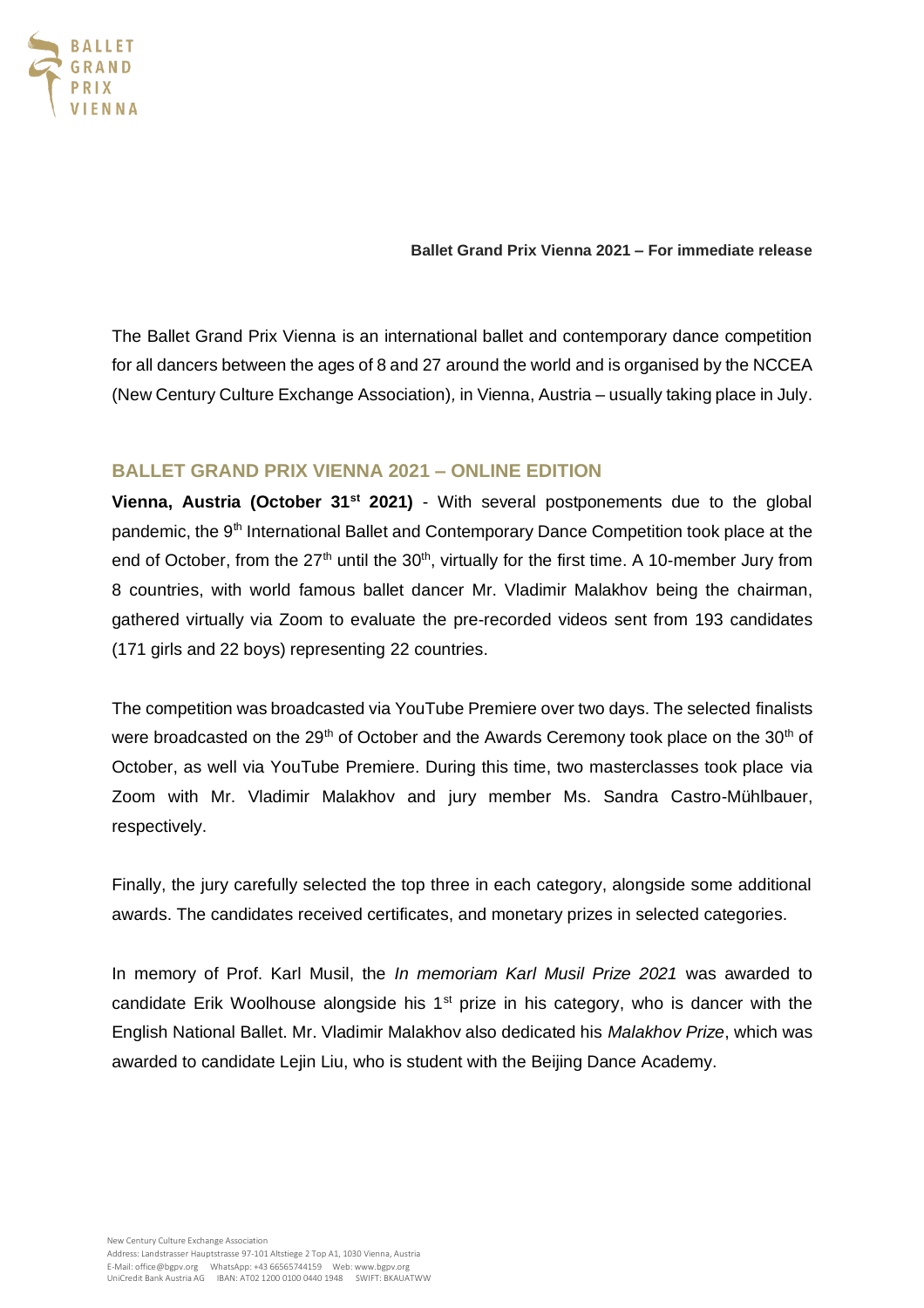**Ballet Grand Prix Vienna 2021 – For immediate release**

The Ballet Grand Prix Vienna is an international ballet and contemporary dance competition for all dancers between the ages of 8 and 27 around the world and is organised by the NCCEA (New Century Culture Exchange Association), in Vienna, Austria – usually taking place in July.

## BALLET GRAND PRIX VIENNA 2021 – ONLINE EDITION

**Vienna, Austria (October 31st 2021)** - With several postponements due to the global pandemic, the 9th International Ballet and Contemporary Dance Competition took place at the end of October, from the 27th until the 30th, virtually for the first time. A 10-member Jury from 8 countries, with world famous ballet dancer Mr. Vladimir Malakhov being the chairman, gathered virtually via Zoom to evaluate the pre-recorded videos sent from 193 candidates (171 girls and 22 boys) representing 22 countries.

The competition was broadcasted via YouTube Premiere over two days. The selected finalists were broadcasted on the 29th of October and the Awards Ceremony took place on the 30th of October, as well via YouTube Premiere. During this time, two masterclasses took place via Zoom with Mr. Vladimir Malakhov and jury member Ms. Sandra Castro-Mühlbauer, respectively.

Finally, the jury carefully selected the top three in each category, alongside some additional awards. The candidates received certificates, and monetary prizes in selected categories.

In memory of Prof. Karl Musil, the *In memoriam Karl Musil Prize 2021* was awarded to candidate Erik Woolhouse alongside his 1st prize in his category, who is dancer with the English National Ballet. Mr. Vladimir Malakhov also dedicated his *Malakhov Prize*, which was awarded to candidate Lejin Liu, who is student with the Beijing Dance Academy.

New Century Culture Exchange Association
Address: Landstrasser Hauptstrasse 97-101 Altstiege 2 Top A1, 1030 Vienna, Austria
E-Mail: office@bgpv.org WhatsApp: +43 66565744159 Web: www.bgpv.org
UniCredit Bank Austria AG IBAN: AT02 1200 0100 0440 1948 SWIFT: BKAUATWW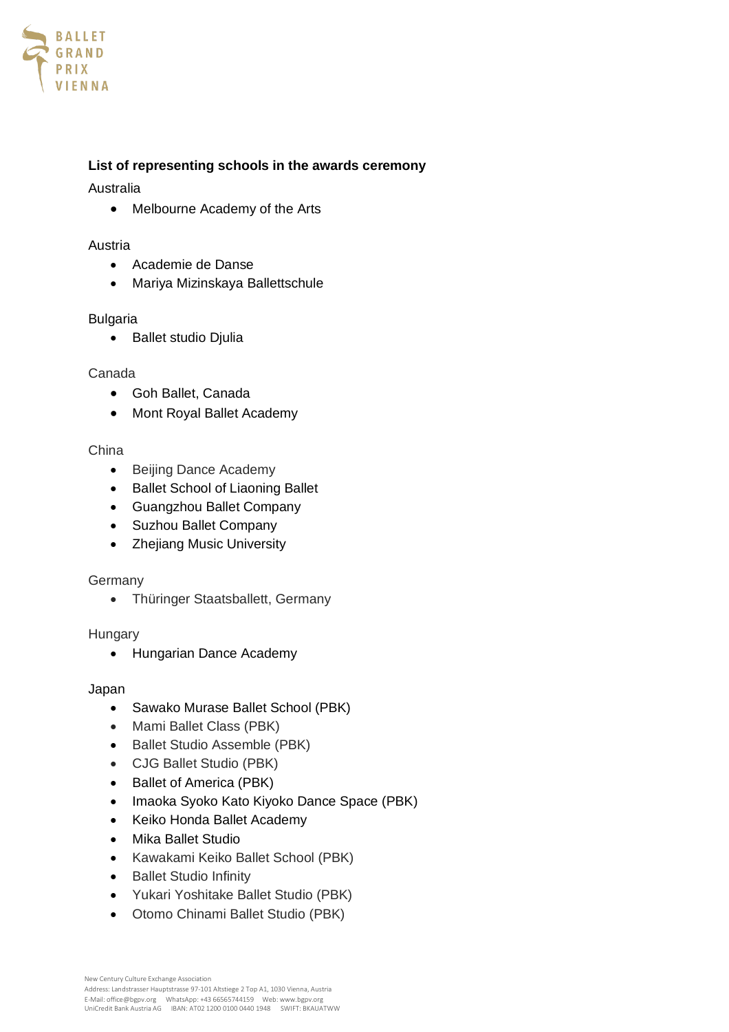**List of representing schools in the awards ceremony**

Australia

- Melbourne Academy of the Arts

Austria

- Academie de Danse
- Mariya Mizinskaya Ballettschule

Bulgaria

- Ballet studio Djulia

Canada

- Goh Ballet, Canada
- Mont Royal Ballet Academy

China

- Beijing Dance Academy
- Ballet School of Liaoning Ballet
- Guangzhou Ballet Company
- Suzhou Ballet Company
- Zhejiang Music University

Germany

- Thüringer Staatsballett, Germany

Hungary

- Hungarian Dance Academy

Japan

- Sawako Murase Ballet School (PBK)
- Mami Ballet Class (PBK)
- Ballet Studio Assemble (PBK)
- CJG Ballet Studio (PBK)
- Ballet of America (PBK)
- Imaoka Syoko Kato Kiyoko Dance Space (PBK)
- Keiko Honda Ballet Academy
- Mika Ballet Studio
- Kawakami Keiko Ballet School (PBK)
- Ballet Studio Infinity
- Yukari Yoshitake Ballet Studio (PBK)
- Otomo Chinami Ballet Studio (PBK)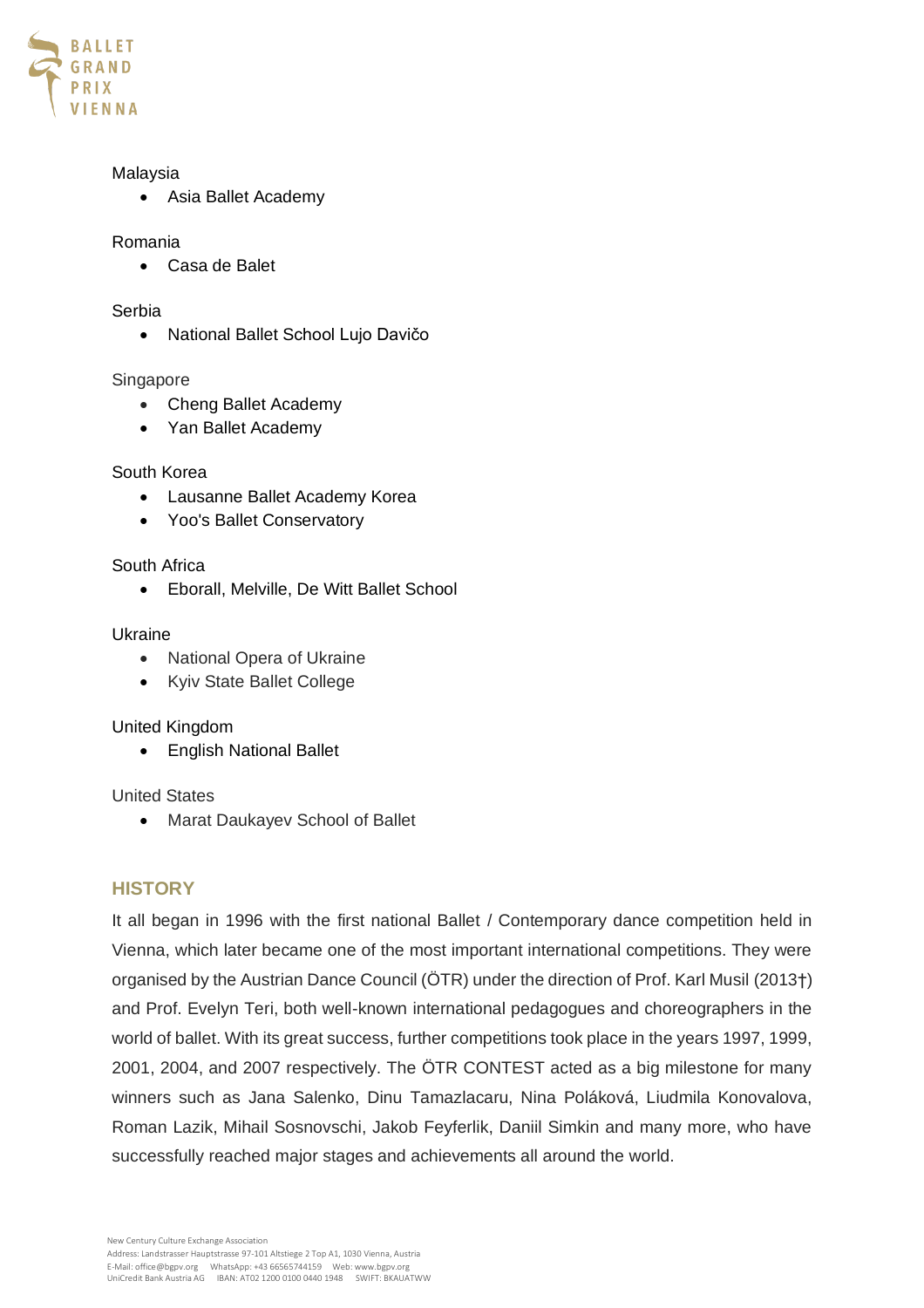Malaysia

- Asia Ballet Academy

Romania

- Casa de Balet

Serbia

- National Ballet School Lujo Davičo

Singapore

- Cheng Ballet Academy
- Yan Ballet Academy

South Korea

- Lausanne Ballet Academy Korea
- Yoo's Ballet Conservatory

South Africa

- Eborall, Melville, De Witt Ballet School

Ukraine

- National Opera of Ukraine
- Kyiv State Ballet College

United Kingdom

- English National Ballet

United States

- Marat Daukayev School of Ballet

## HISTORY

It all began in 1996 with the first national Ballet / Contemporary dance competition held in Vienna, which later became one of the most important international competitions. They were organised by the Austrian Dance Council (ÖTR) under the direction of Prof. Karl Musil (2013†) and Prof. Evelyn Teri, both well-known international pedagogues and choreographers in the world of ballet. With its great success, further competitions took place in the years 1997, 1999, 2001, 2004, and 2007 respectively. The ÖTR CONTEST acted as a big milestone for many winners such as Jana Salenko, Dinu Tamazlacaru, Nina Poláková, Liudmila Konovalova, Roman Lazik, Mihail Sosnovschi, Jakob Feyferlik, Daniil Simkin and many more, who have successfully reached major stages and achievements all around the world.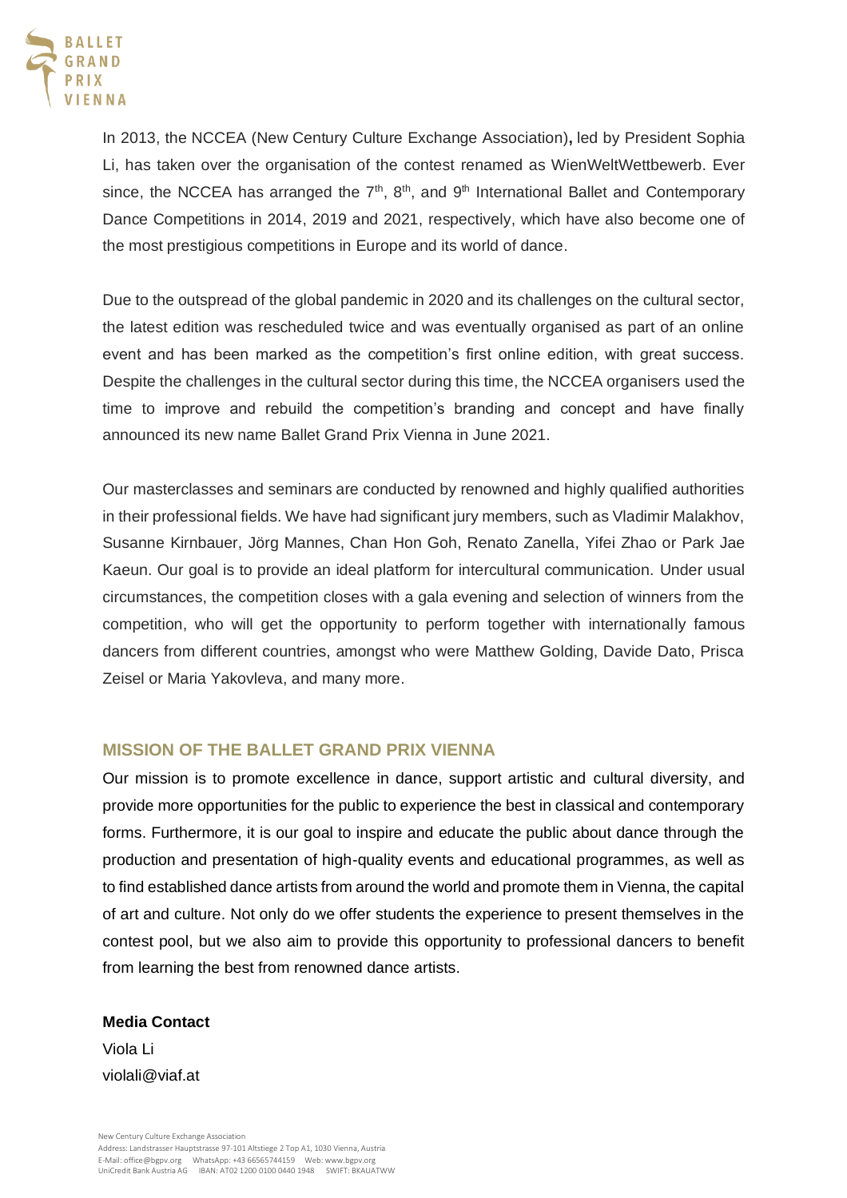In 2013, the NCCEA (New Century Culture Exchange Association), led by President Sophia Li, has taken over the organisation of the contest renamed as WienWeltWettbewerb. Ever since, the NCCEA has arranged the 7th, 8th, and 9th International Ballet and Contemporary Dance Competitions in 2014, 2019 and 2021, respectively, which have also become one of the most prestigious competitions in Europe and its world of dance.

Due to the outspread of the global pandemic in 2020 and its challenges on the cultural sector, the latest edition was rescheduled twice and was eventually organised as part of an online event and has been marked as the competition's first online edition, with great success. Despite the challenges in the cultural sector during this time, the NCCEA organisers used the time to improve and rebuild the competition's branding and concept and have finally announced its new name Ballet Grand Prix Vienna in June 2021.

Our masterclasses and seminars are conducted by renowned and highly qualified authorities in their professional fields. We have had significant jury members, such as Vladimir Malakhov, Susanne Kirnbauer, Jörg Mannes, Chan Hon Goh, Renato Zanella, Yifei Zhao or Park Jae Kaeun. Our goal is to provide an ideal platform for intercultural communication. Under usual circumstances, the competition closes with a gala evening and selection of winners from the competition, who will get the opportunity to perform together with internationally famous dancers from different countries, amongst who were Matthew Golding, Davide Dato, Prisca Zeisel or Maria Yakovleva, and many more.

## MISSION OF THE BALLET GRAND PRIX VIENNA

Our mission is to promote excellence in dance, support artistic and cultural diversity, and provide more opportunities for the public to experience the best in classical and contemporary forms. Furthermore, it is our goal to inspire and educate the public about dance through the production and presentation of high-quality events and educational programmes, as well as to find established dance artists from around the world and promote them in Vienna, the capital of art and culture. Not only do we offer students the experience to present themselves in the contest pool, but we also aim to provide this opportunity to professional dancers to benefit from learning the best from renowned dance artists.

**Media Contact**
Viola Li
violali@viaf.at